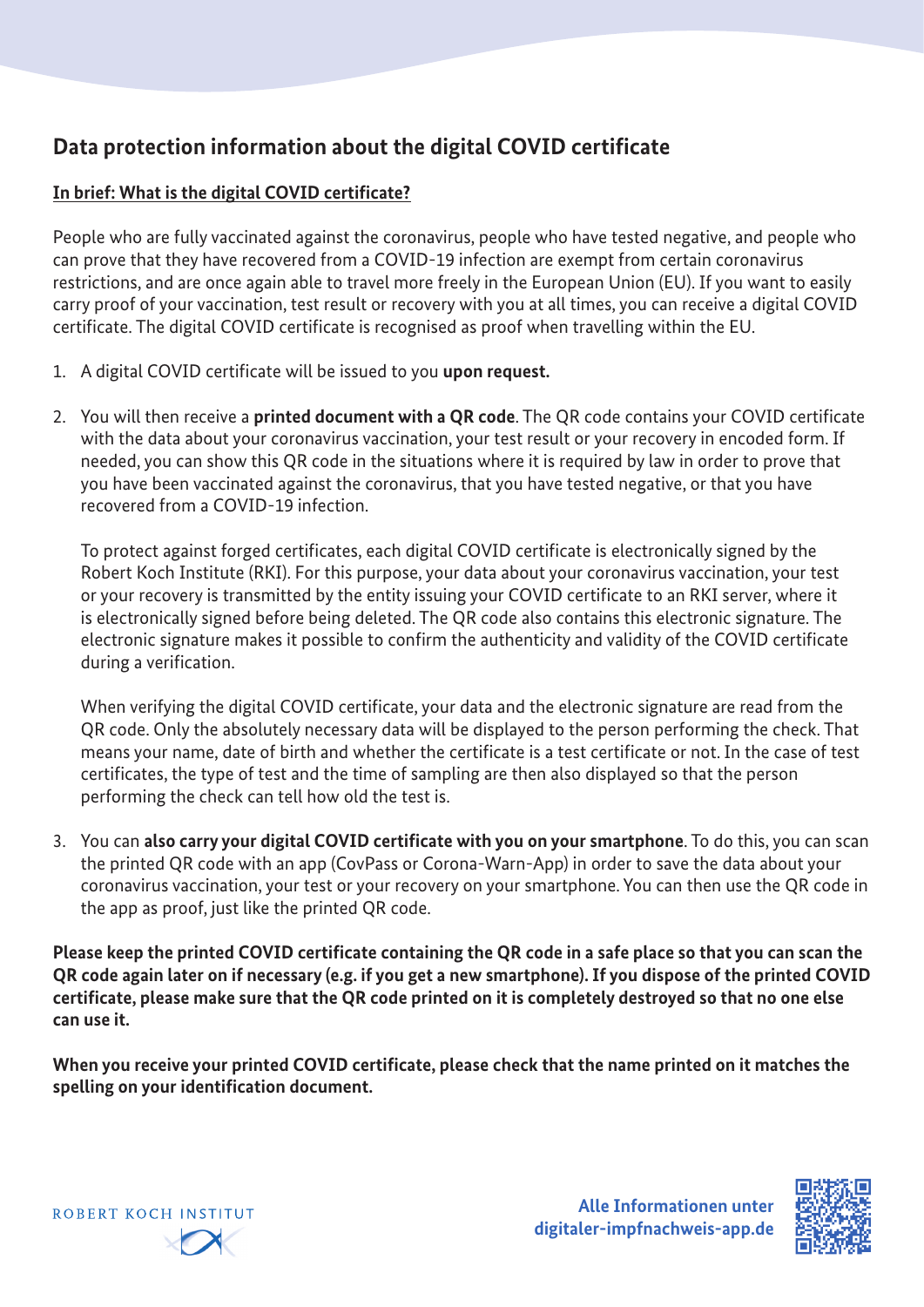# Data protection information about the digital COVID certificate

## In brief: What is the digital COVID certificate?

People who are fully vaccinated against the coronavirus, people who have tested negative, and people who can prove that they have recovered from a COVID-19 infection are exempt from certain coronavirus restrictions, and are once again able to travel more freely in the European Union (EU). If you want to easily carry proof of your vaccination, test result or recovery with you at all times, you can receive a digital COVID certificate. The digital COVID certificate is recognised as proof when travelling within the EU.

1. A digital COVID certificate will be issued to you **upon request.**

2. You will then receive a **printed document with a QR code**. The QR code contains your COVID certificate with the data about your coronavirus vaccination, your test result or your recovery in encoded form. If needed, you can show this QR code in the situations where it is required by law in order to prove that you have been vaccinated against the coronavirus, that you have tested negative, or that you have recovered from a COVID-19 infection.

   To protect against forged certificates, each digital COVID certificate is electronically signed by the Robert Koch Institute (RKI). For this purpose, your data about your coronavirus vaccination, your test or your recovery is transmitted by the entity issuing your COVID certificate to an RKI server, where it is electronically signed before being deleted. The QR code also contains this electronic signature. The electronic signature makes it possible to confirm the authenticity and validity of the COVID certificate during a verification.

   When verifying the digital COVID certificate, your data and the electronic signature are read from the QR code. Only the absolutely necessary data will be displayed to the person performing the check. That means your name, date of birth and whether the certificate is a test certificate or not. In the case of test certificates, the type of test and the time of sampling are then also displayed so that the person performing the check can tell how old the test is.

3. You can **also carry your digital COVID certificate with you on your smartphone**. To do this, you can scan the printed QR code with an app (CovPass or Corona-Warn-App) in order to save the data about your coronavirus vaccination, your test or your recovery on your smartphone. You can then use the QR code in the app as proof, just like the printed QR code.

**Please keep the printed COVID certificate containing the QR code in a safe place so that you can scan the QR code again later on if necessary (e.g. if you get a new smartphone). If you dispose of the printed COVID certificate, please make sure that the QR code printed on it is completely destroyed so that no one else can use it.**

**When you receive your printed COVID certificate, please check that the name printed on it matches the spelling on your identification document.**

ROBERT KOCH INSTITUT

**Alle Informationen unter digitaler-impfnachweis-app.de**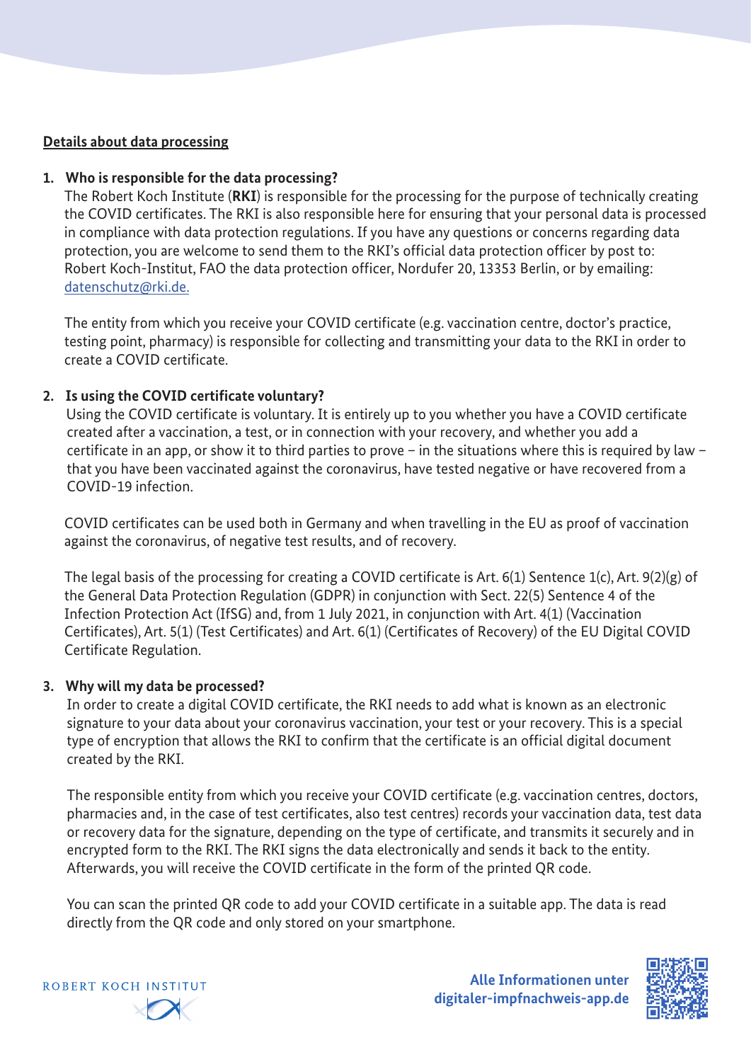## Details about data processing

1. **Who is responsible for the data processing?**

   The Robert Koch Institute (**RKI**) is responsible for the processing for the purpose of technically creating the COVID certificates. The RKI is also responsible here for ensuring that your personal data is processed in compliance with data protection regulations. If you have any questions or concerns regarding data protection, you are welcome to send them to the RKI's official data protection officer by post to: Robert Koch-Institut, FAO the data protection officer, Nordufer 20, 13353 Berlin, or by emailing: datenschutz@rki.de.

   The entity from which you receive your COVID certificate (e.g. vaccination centre, doctor's practice, testing point, pharmacy) is responsible for collecting and transmitting your data to the RKI in order to create a COVID certificate.

2. **Is using the COVID certificate voluntary?**

   Using the COVID certificate is voluntary. It is entirely up to you whether you have a COVID certificate created after a vaccination, a test, or in connection with your recovery, and whether you add a certificate in an app, or show it to third parties to prove – in the situations where this is required by law – that you have been vaccinated against the coronavirus, have tested negative or have recovered from a COVID-19 infection.

   COVID certificates can be used both in Germany and when travelling in the EU as proof of vaccination against the coronavirus, of negative test results, and of recovery.

   The legal basis of the processing for creating a COVID certificate is Art. 6(1) Sentence 1(c), Art. 9(2)(g) of the General Data Protection Regulation (GDPR) in conjunction with Sect. 22(5) Sentence 4 of the Infection Protection Act (IfSG) and, from 1 July 2021, in conjunction with Art. 4(1) (Vaccination Certificates), Art. 5(1) (Test Certificates) and Art. 6(1) (Certificates of Recovery) of the EU Digital COVID Certificate Regulation.

3. **Why will my data be processed?**

   In order to create a digital COVID certificate, the RKI needs to add what is known as an electronic signature to your data about your coronavirus vaccination, your test or your recovery. This is a special type of encryption that allows the RKI to confirm that the certificate is an official digital document created by the RKI.

   The responsible entity from which you receive your COVID certificate (e.g. vaccination centres, doctors, pharmacies and, in the case of test certificates, also test centres) records your vaccination data, test data or recovery data for the signature, depending on the type of certificate, and transmits it securely and in encrypted form to the RKI. The RKI signs the data electronically and sends it back to the entity. Afterwards, you will receive the COVID certificate in the form of the printed QR code.

   You can scan the printed QR code to add your COVID certificate in a suitable app. The data is read directly from the QR code and only stored on your smartphone.

ROBERT KOCH INSTITUT

**Alle Informationen unter digitaler-impfnachweis-app.de**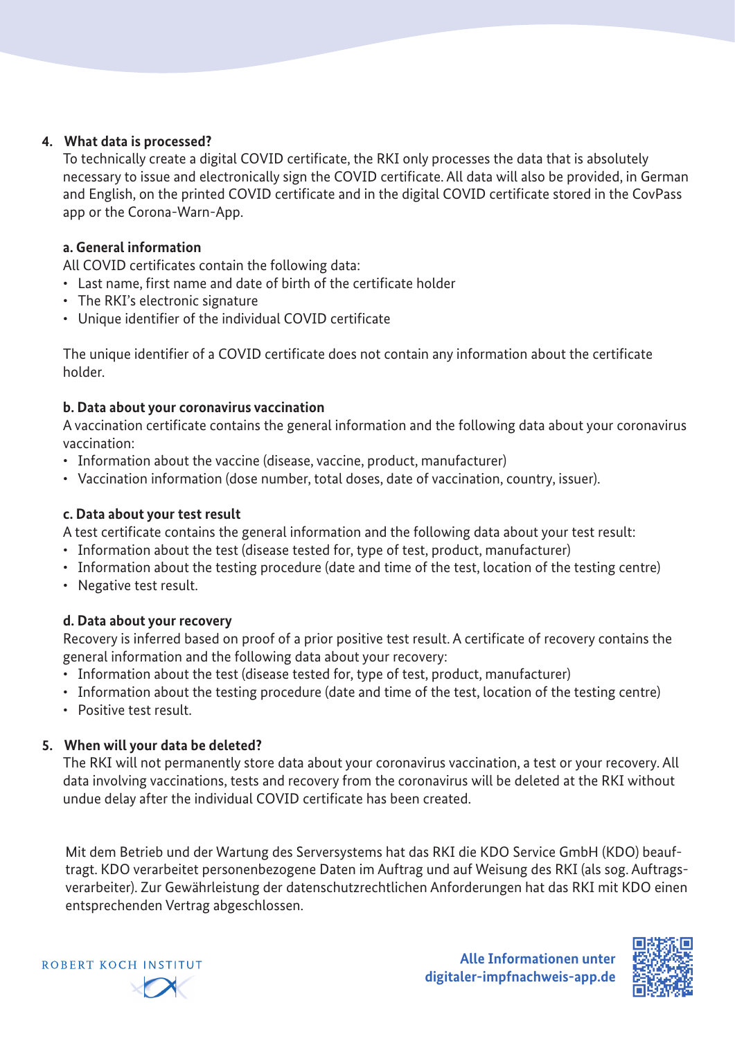## 4. What data is processed?

To technically create a digital COVID certificate, the RKI only processes the data that is absolutely necessary to issue and electronically sign the COVID certificate. All data will also be provided, in German and English, on the printed COVID certificate and in the digital COVID certificate stored in the CovPass app or the Corona-Warn-App.

### a. General information

All COVID certificates contain the following data:

- Last name, first name and date of birth of the certificate holder
- The RKI's electronic signature
- Unique identifier of the individual COVID certificate

The unique identifier of a COVID certificate does not contain any information about the certificate holder.

### b. Data about your coronavirus vaccination

A vaccination certificate contains the general information and the following data about your coronavirus vaccination:

- Information about the vaccine (disease, vaccine, product, manufacturer)
- Vaccination information (dose number, total doses, date of vaccination, country, issuer).

### c. Data about your test result

A test certificate contains the general information and the following data about your test result:

- Information about the test (disease tested for, type of test, product, manufacturer)
- Information about the testing procedure (date and time of the test, location of the testing centre)
- Negative test result.

### d. Data about your recovery

Recovery is inferred based on proof of a prior positive test result. A certificate of recovery contains the general information and the following data about your recovery:

- Information about the test (disease tested for, type of test, product, manufacturer)
- Information about the testing procedure (date and time of the test, location of the testing centre)
- Positive test result.

## 5. When will your data be deleted?

The RKI will not permanently store data about your coronavirus vaccination, a test or your recovery. All data involving vaccinations, tests and recovery from the coronavirus will be deleted at the RKI without undue delay after the individual COVID certificate has been created.

Mit dem Betrieb und der Wartung des Serversystems hat das RKI die KDO Service GmbH (KDO) beauftragt. KDO verarbeitet personenbezogene Daten im Auftrag und auf Weisung des RKI (als sog. Auftragsverarbeiter). Zur Gewährleistung der datenschutzrechtlichen Anforderungen hat das RKI mit KDO einen entsprechenden Vertrag abgeschlossen.

ROBERT KOCH INSTITUT

**Alle Informationen unter digitaler-impfnachweis-app.de**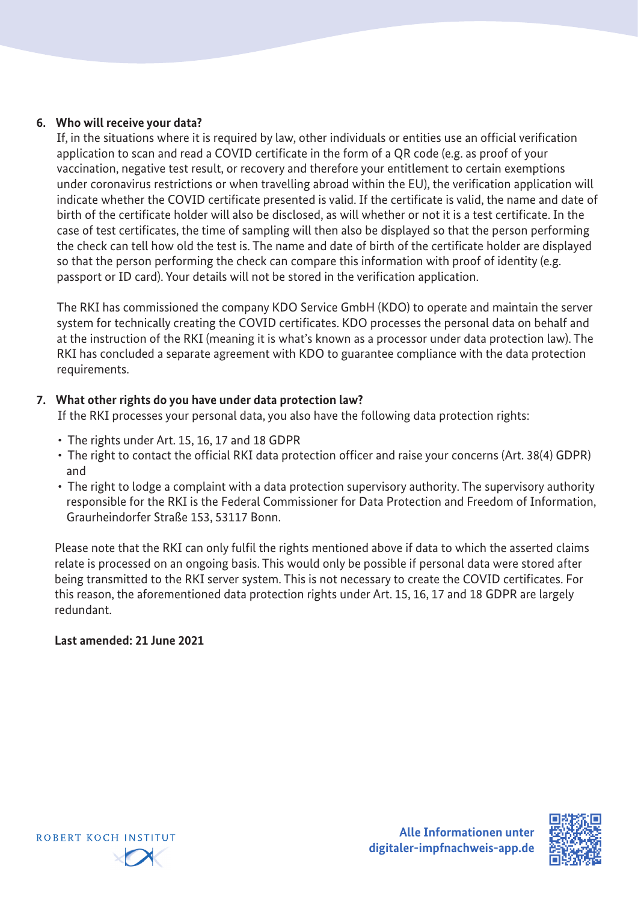6. **Who will receive your data?**
   If, in the situations where it is required by law, other individuals or entities use an official verification application to scan and read a COVID certificate in the form of a QR code (e.g. as proof of your vaccination, negative test result, or recovery and therefore your entitlement to certain exemptions under coronavirus restrictions or when travelling abroad within the EU), the verification application will indicate whether the COVID certificate presented is valid. If the certificate is valid, the name and date of birth of the certificate holder will also be disclosed, as will whether or not it is a test certificate. In the case of test certificates, the time of sampling will then also be displayed so that the person performing the check can tell how old the test is. The name and date of birth of the certificate holder are displayed so that the person performing the check can compare this information with proof of identity (e.g. passport or ID card). Your details will not be stored in the verification application.

   The RKI has commissioned the company KDO Service GmbH (KDO) to operate and maintain the server system for technically creating the COVID certificates. KDO processes the personal data on behalf and at the instruction of the RKI (meaning it is what's known as a processor under data protection law). The RKI has concluded a separate agreement with KDO to guarantee compliance with the data protection requirements.

7. **What other rights do you have under data protection law?**
   If the RKI processes your personal data, you also have the following data protection rights:

   - The rights under Art. 15, 16, 17 and 18 GDPR
   - The right to contact the official RKI data protection officer and raise your concerns (Art. 38(4) GDPR) and
   - The right to lodge a complaint with a data protection supervisory authority. The supervisory authority responsible for the RKI is the Federal Commissioner for Data Protection and Freedom of Information, Graurheindorfer Straße 153, 53117 Bonn.

   Please note that the RKI can only fulfil the rights mentioned above if data to which the asserted claims relate is processed on an ongoing basis. This would only be possible if personal data were stored after being transmitted to the RKI server system. This is not necessary to create the COVID certificates. For this reason, the aforementioned data protection rights under Art. 15, 16, 17 and 18 GDPR are largely redundant.

   **Last amended: 21 June 2021**

ROBERT KOCH INSTITUT

**Alle Informationen unter digitaler-impfnachweis-app.de**